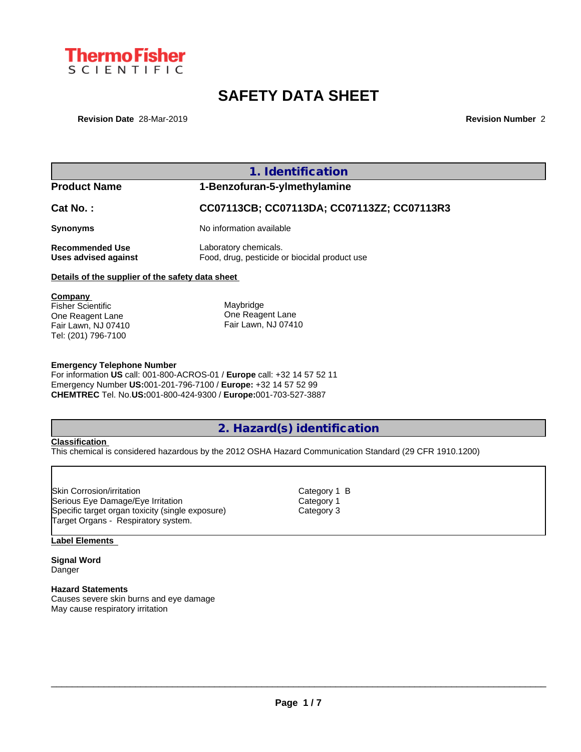Thermo Fisher SCIENTIFIC

# SAFETY DATA SHEET

**Revision Date** 28-Mar-2019 **Revision Number** 2

## 1. Identification

| | |
|---|---|
| **Product Name** | **1-Benzofuran-5-ylmethylamine** |
| **Cat No. :** | **CC07113CB; CC07113DA; CC07113ZZ; CC07113R3** |
| **Synonyms** | No information available |
| **Recommended Use** | Laboratory chemicals. |
| **Uses advised against** | Food, drug, pesticide or biocidal product use |

**Details of the supplier of the safety data sheet**

**Company**
Fisher Scientific
One Reagent Lane
Fair Lawn, NJ 07410
Tel: (201) 796-7100

Maybridge
One Reagent Lane
Fair Lawn, NJ 07410

**Emergency Telephone Number**
For information **US** call: 001-800-ACROS-01 / **Europe** call: +32 14 57 52 11
Emergency Number **US:**001-201-796-7100 / **Europe:** +32 14 57 52 99
**CHEMTREC** Tel. No.**US:**001-800-424-9300 / **Europe:**001-703-527-3887

## 2. Hazard(s) identification

**Classification**
This chemical is considered hazardous by the 2012 OSHA Hazard Communication Standard (29 CFR 1910.1200)

| | |
|---|---|
| Skin Corrosion/irritation | Category 1 B |
| Serious Eye Damage/Eye Irritation | Category 1 |
| Specific target organ toxicity (single exposure) | Category 3 |
| Target Organs - Respiratory system. | |

**Label Elements**

**Signal Word**
Danger

**Hazard Statements**
Causes severe skin burns and eye damage
May cause respiratory irritation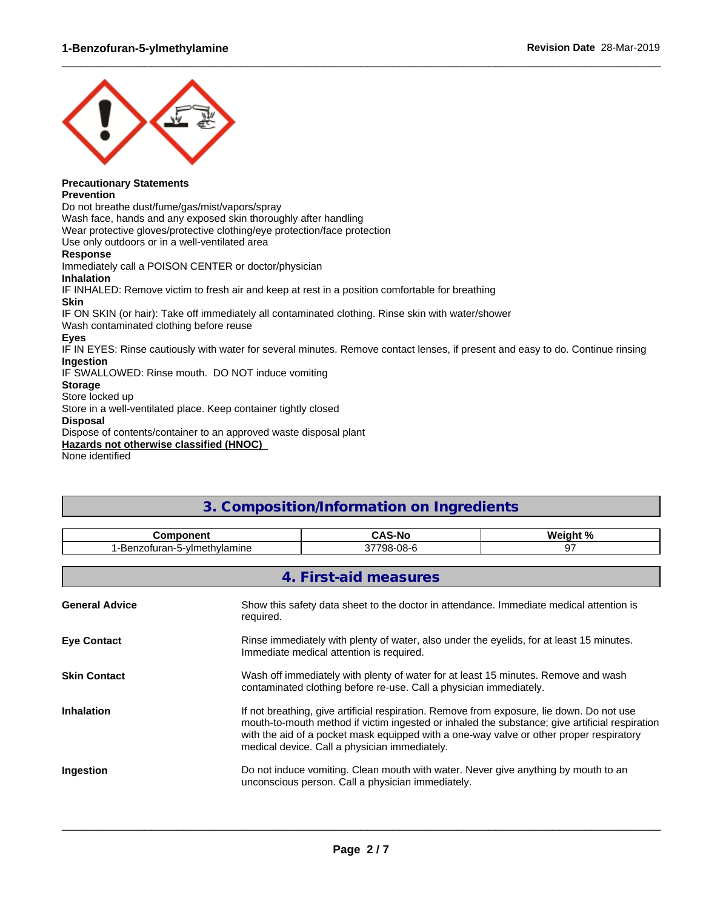**Precautionary Statements**

**Prevention**

Do not breathe dust/fume/gas/mist/vapors/spray
Wash face, hands and any exposed skin thoroughly after handling
Wear protective gloves/protective clothing/eye protection/face protection
Use only outdoors or in a well-ventilated area

**Response**

Immediately call a POISON CENTER or doctor/physician

**Inhalation**

IF INHALED: Remove victim to fresh air and keep at rest in a position comfortable for breathing

**Skin**

IF ON SKIN (or hair): Take off immediately all contaminated clothing. Rinse skin with water/shower
Wash contaminated clothing before reuse

**Eyes**

IF IN EYES: Rinse cautiously with water for several minutes. Remove contact lenses, if present and easy to do. Continue rinsing

**Ingestion**

IF SWALLOWED: Rinse mouth. DO NOT induce vomiting

**Storage**

Store locked up
Store in a well-ventilated place. Keep container tightly closed

**Disposal**

Dispose of contents/container to an approved waste disposal plant

**Hazards not otherwise classified (HNOC)**

None identified

## 3. Composition/Information on Ingredients

| Component | CAS-No | Weight % |
|---|---|---|
| 1-Benzofuran-5-ylmethylamine | 37798-08-6 | 97 |

## 4. First-aid measures

**General Advice**
Show this safety data sheet to the doctor in attendance. Immediate medical attention is required.

**Eye Contact**
Rinse immediately with plenty of water, also under the eyelids, for at least 15 minutes. Immediate medical attention is required.

**Skin Contact**
Wash off immediately with plenty of water for at least 15 minutes. Remove and wash contaminated clothing before re-use. Call a physician immediately.

**Inhalation**
If not breathing, give artificial respiration. Remove from exposure, lie down. Do not use mouth-to-mouth method if victim ingested or inhaled the substance; give artificial respiration with the aid of a pocket mask equipped with a one-way valve or other proper respiratory medical device. Call a physician immediately.

**Ingestion**
Do not induce vomiting. Clean mouth with water. Never give anything by mouth to an unconscious person. Call a physician immediately.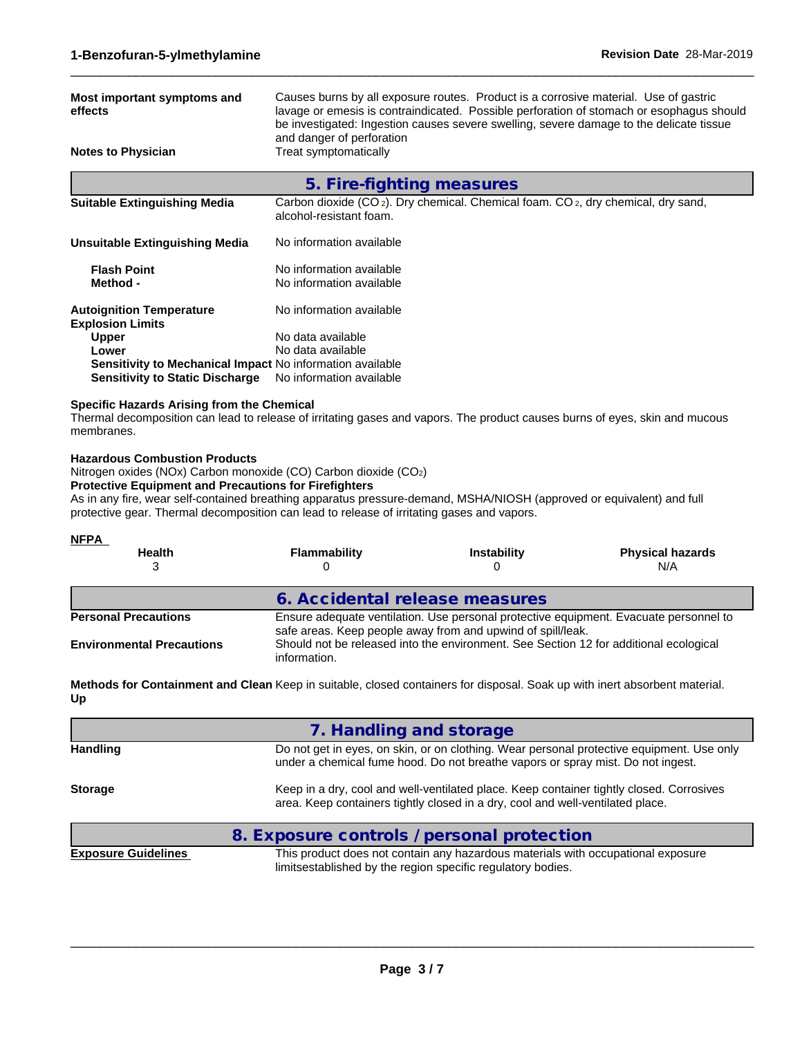**Most important symptoms and effects**: Causes burns by all exposure routes. Product is a corrosive material. Use of gastric lavage or emesis is contraindicated. Possible perforation of stomach or esophagus should be investigated: Ingestion causes severe swelling, severe damage to the delicate tissue and danger of perforation

**Notes to Physician**: Treat symptomatically

## 5. Fire-fighting measures

**Suitable Extinguishing Media**: Carbon dioxide ($CO_2$). Dry chemical. Chemical foam. $CO_2$, dry chemical, dry sand, alcohol-resistant foam.

**Unsuitable Extinguishing Media**: No information available

**Flash Point**: No information available
**Method -**: No information available

**Autoignition Temperature**: No information available
**Explosion Limits**
**Upper**: No data available
**Lower**: No data available
**Sensitivity to Mechanical Impact**: No information available
**Sensitivity to Static Discharge**: No information available

**Specific Hazards Arising from the Chemical**
Thermal decomposition can lead to release of irritating gases and vapors. The product causes burns of eyes, skin and mucous membranes.

**Hazardous Combustion Products**
Nitrogen oxides (NOx) Carbon monoxide (CO) Carbon dioxide ($CO_2$)
**Protective Equipment and Precautions for Firefighters**
As in any fire, wear self-contained breathing apparatus pressure-demand, MSHA/NIOSH (approved or equivalent) and full protective gear. Thermal decomposition can lead to release of irritating gases and vapors.

**NFPA**

| Health | Flammability | Instability | Physical hazards |
|---|---|---|---|
| 3 | 0 | 0 | N/A |

## 6. Accidental release measures

**Personal Precautions**: Ensure adequate ventilation. Use personal protective equipment. Evacuate personnel to safe areas. Keep people away from and upwind of spill/leak.

**Environmental Precautions**: Should not be released into the environment. See Section 12 for additional ecological information.

**Methods for Containment and Clean Up**: Keep in suitable, closed containers for disposal. Soak up with inert absorbent material.

## 7. Handling and storage

**Handling**: Do not get in eyes, on skin, or on clothing. Wear personal protective equipment. Use only under a chemical fume hood. Do not breathe vapors or spray mist. Do not ingest.

**Storage**: Keep in a dry, cool and well-ventilated place. Keep container tightly closed. Corrosives area. Keep containers tightly closed in a dry, cool and well-ventilated place.

## 8. Exposure controls / personal protection

**Exposure Guidelines**: This product does not contain any hazardous materials with occupational exposure limitsestablished by the region specific regulatory bodies.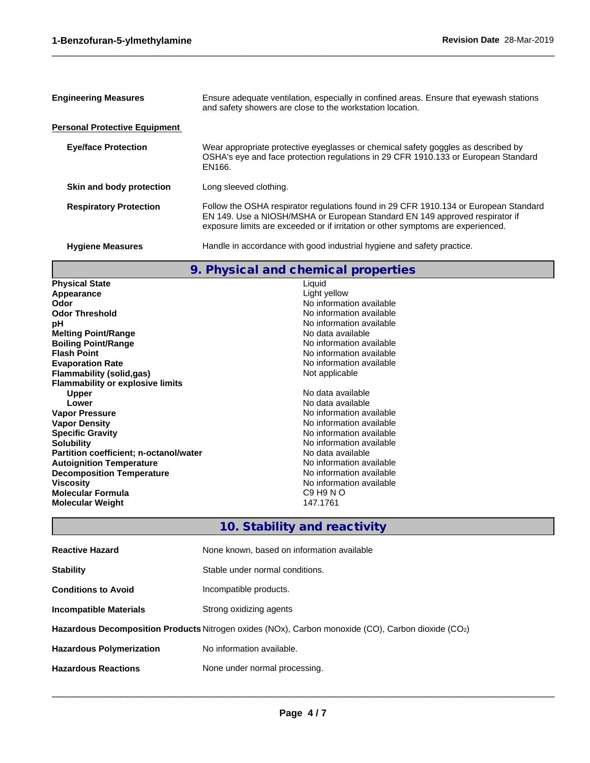| | |
|---|---|
| **Engineering Measures** | Ensure adequate ventilation, especially in confined areas. Ensure that eyewash stations and safety showers are close to the workstation location. |

**Personal Protective Equipment**

| | |
|---|---|
| **Eye/face Protection** | Wear appropriate protective eyeglasses or chemical safety goggles as described by OSHA's eye and face protection regulations in 29 CFR 1910.133 or European Standard EN166. |
| **Skin and body protection** | Long sleeved clothing. |
| **Respiratory Protection** | Follow the OSHA respirator regulations found in 29 CFR 1910.134 or European Standard EN 149. Use a NIOSH/MSHA or European Standard EN 149 approved respirator if exposure limits are exceeded or if irritation or other symptoms are experienced. |
| **Hygiene Measures** | Handle in accordance with good industrial hygiene and safety practice. |

## 9. Physical and chemical properties

| | |
|---|---|
| **Physical State** | Liquid |
| **Appearance** | Light yellow |
| **Odor** | No information available |
| **Odor Threshold** | No information available |
| **pH** | No information available |
| **Melting Point/Range** | No data available |
| **Boiling Point/Range** | No information available |
| **Flash Point** | No information available |
| **Evaporation Rate** | No information available |
| **Flammability (solid,gas)** | Not applicable |
| **Flammability or explosive limits** | |
| **Upper** | No data available |
| **Lower** | No data available |
| **Vapor Pressure** | No information available |
| **Vapor Density** | No information available |
| **Specific Gravity** | No information available |
| **Solubility** | No information available |
| **Partition coefficient; n-octanol/water** | No data available |
| **Autoignition Temperature** | No information available |
| **Decomposition Temperature** | No information available |
| **Viscosity** | No information available |
| **Molecular Formula** | C9 H9 N O |
| **Molecular Weight** | 147.1761 |

## 10. Stability and reactivity

| | |
|---|---|
| **Reactive Hazard** | None known, based on information available |
| **Stability** | Stable under normal conditions. |
| **Conditions to Avoid** | Incompatible products. |
| **Incompatible Materials** | Strong oxidizing agents |
| **Hazardous Decomposition Products** | Nitrogen oxides (NOx), Carbon monoxide (CO), Carbon dioxide ($CO_2$) |
| **Hazardous Polymerization** | No information available. |
| **Hazardous Reactions** | None under normal processing. |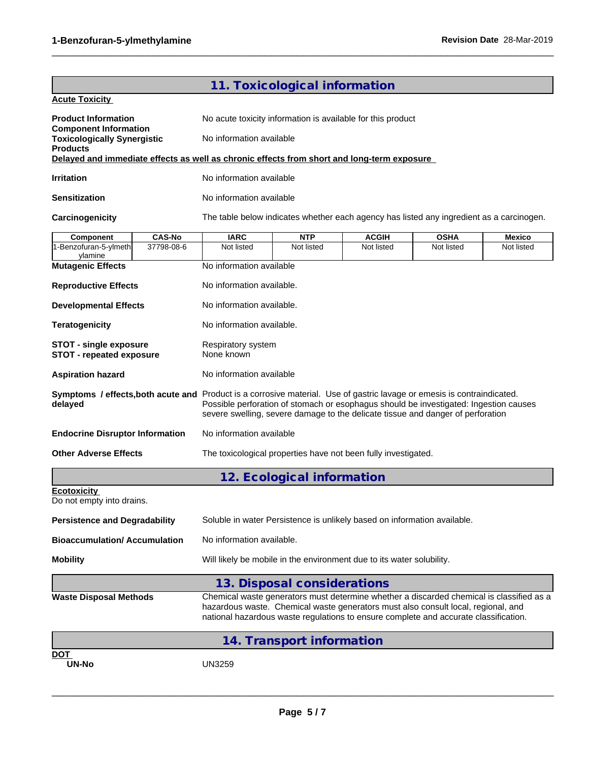## 11. Toxicological information

**Acute Toxicity**

**Product Information** No acute toxicity information is available for this product

**Component Information**

**Toxicologically Synergistic Products** No information available

**Delayed and immediate effects as well as chronic effects from short and long-term exposure**

**Irritation** No information available

**Sensitization** No information available

**Carcinogenicity** The table below indicates whether each agency has listed any ingredient as a carcinogen.

| Component | CAS-No | IARC | NTP | ACGIH | OSHA | Mexico |
|---|---|---|---|---|---|---|
| 1-Benzofuran-5-ylmethylamine | 37798-08-6 | Not listed | Not listed | Not listed | Not listed | Not listed |

**Mutagenic Effects** No information available

**Reproductive Effects** No information available.

**Developmental Effects** No information available.

**Teratogenicity** No information available.

**STOT - single exposure** Respiratory system

**STOT - repeated exposure** None known

**Aspiration hazard** No information available

**Symptoms / effects,both acute and delayed** Product is a corrosive material. Use of gastric lavage or emesis is contraindicated. Possible perforation of stomach or esophagus should be investigated: Ingestion causes severe swelling, severe damage to the delicate tissue and danger of perforation

**Endocrine Disruptor Information** No information available

**Other Adverse Effects** The toxicological properties have not been fully investigated.

## 12. Ecological information

**Ecotoxicity**

Do not empty into drains.

**Persistence and Degradability** Soluble in water Persistence is unlikely based on information available.

**Bioaccumulation/ Accumulation** No information available.

**Mobility** Will likely be mobile in the environment due to its water solubility.

## 13. Disposal considerations

**Waste Disposal Methods** Chemical waste generators must determine whether a discarded chemical is classified as a hazardous waste. Chemical waste generators must also consult local, regional, and national hazardous waste regulations to ensure complete and accurate classification.

## 14. Transport information

**DOT**

**UN-No** UN3259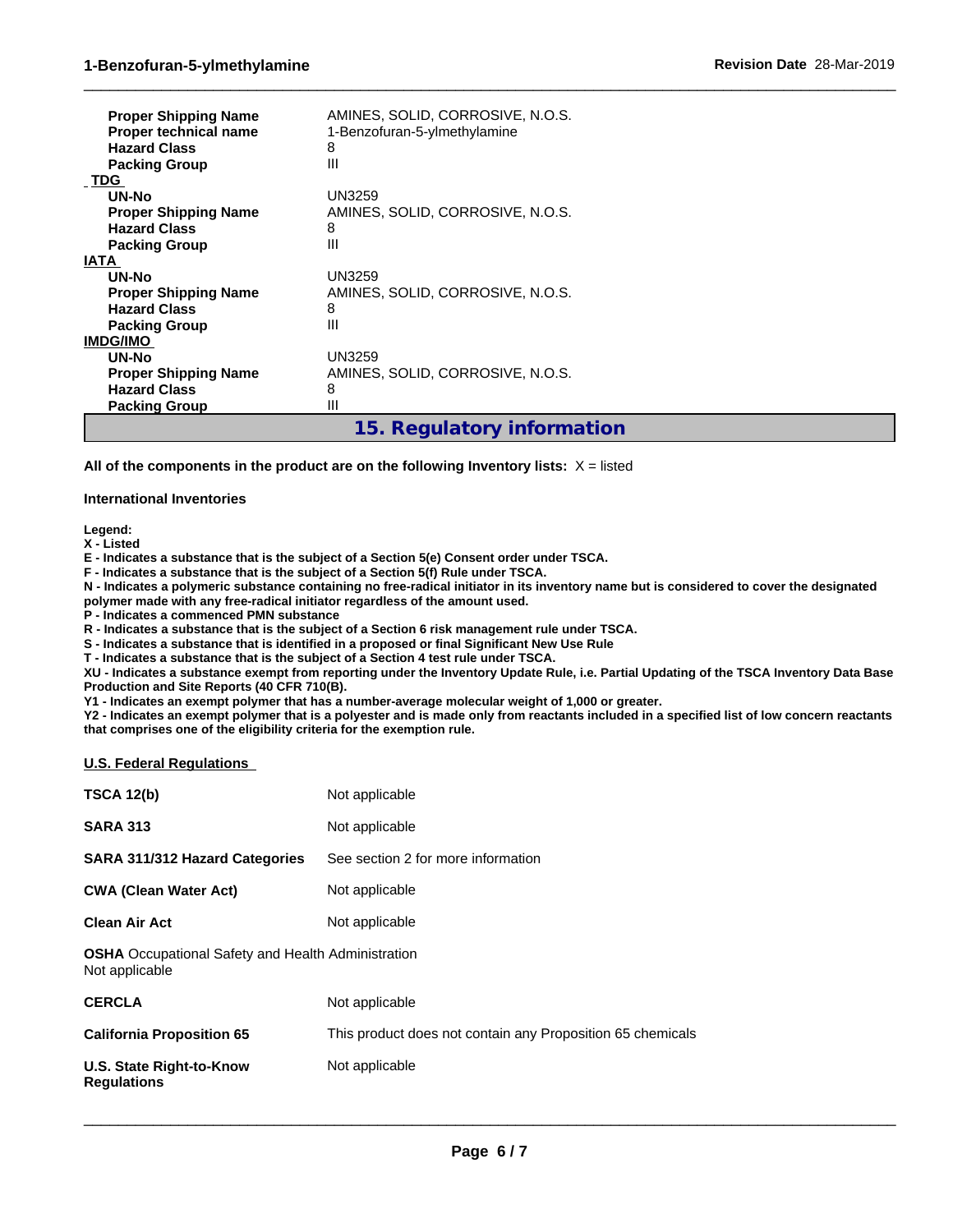| | |
|---|---|
| **Proper Shipping Name** | AMINES, SOLID, CORROSIVE, N.O.S. |
| **Proper technical name** | 1-Benzofuran-5-ylmethylamine |
| **Hazard Class** | 8 |
| **Packing Group** | III |

**TDG**

| | |
|---|---|
| **UN-No** | UN3259 |
| **Proper Shipping Name** | AMINES, SOLID, CORROSIVE, N.O.S. |
| **Hazard Class** | 8 |
| **Packing Group** | III |

**IATA**

| | |
|---|---|
| **UN-No** | UN3259 |
| **Proper Shipping Name** | AMINES, SOLID, CORROSIVE, N.O.S. |
| **Hazard Class** | 8 |
| **Packing Group** | III |

**IMDG/IMO**

| | |
|---|---|
| **UN-No** | UN3259 |
| **Proper Shipping Name** | AMINES, SOLID, CORROSIVE, N.O.S. |
| **Hazard Class** | 8 |
| **Packing Group** | III |

## 15. Regulatory information

**All of the components in the product are on the following Inventory lists:** X = listed

**International Inventories**

**Legend:**
**X - Listed**
**E - Indicates a substance that is the subject of a Section 5(e) Consent order under TSCA.**
**F - Indicates a substance that is the subject of a Section 5(f) Rule under TSCA.**
**N - Indicates a polymeric substance containing no free-radical initiator in its inventory name but is considered to cover the designated polymer made with any free-radical initiator regardless of the amount used.**
**P - Indicates a commenced PMN substance**
**R - Indicates a substance that is the subject of a Section 6 risk management rule under TSCA.**
**S - Indicates a substance that is identified in a proposed or final Significant New Use Rule**
**T - Indicates a substance that is the subject of a Section 4 test rule under TSCA.**
**XU - Indicates a substance exempt from reporting under the Inventory Update Rule, i.e. Partial Updating of the TSCA Inventory Data Base Production and Site Reports (40 CFR 710(B).**
**Y1 - Indicates an exempt polymer that has a number-average molecular weight of 1,000 or greater.**
**Y2 - Indicates an exempt polymer that is a polyester and is made only from reactants included in a specified list of low concern reactants that comprises one of the eligibility criteria for the exemption rule.**

**U.S. Federal Regulations**

| | |
|---|---|
| **TSCA 12(b)** | Not applicable |
| **SARA 313** | Not applicable |
| **SARA 311/312 Hazard Categories** | See section 2 for more information |
| **CWA (Clean Water Act)** | Not applicable |
| **Clean Air Act** | Not applicable |

**OSHA** Occupational Safety and Health Administration
Not applicable

| | |
|---|---|
| **CERCLA** | Not applicable |
| **California Proposition 65** | This product does not contain any Proposition 65 chemicals |
| **U.S. State Right-to-Know Regulations** | Not applicable |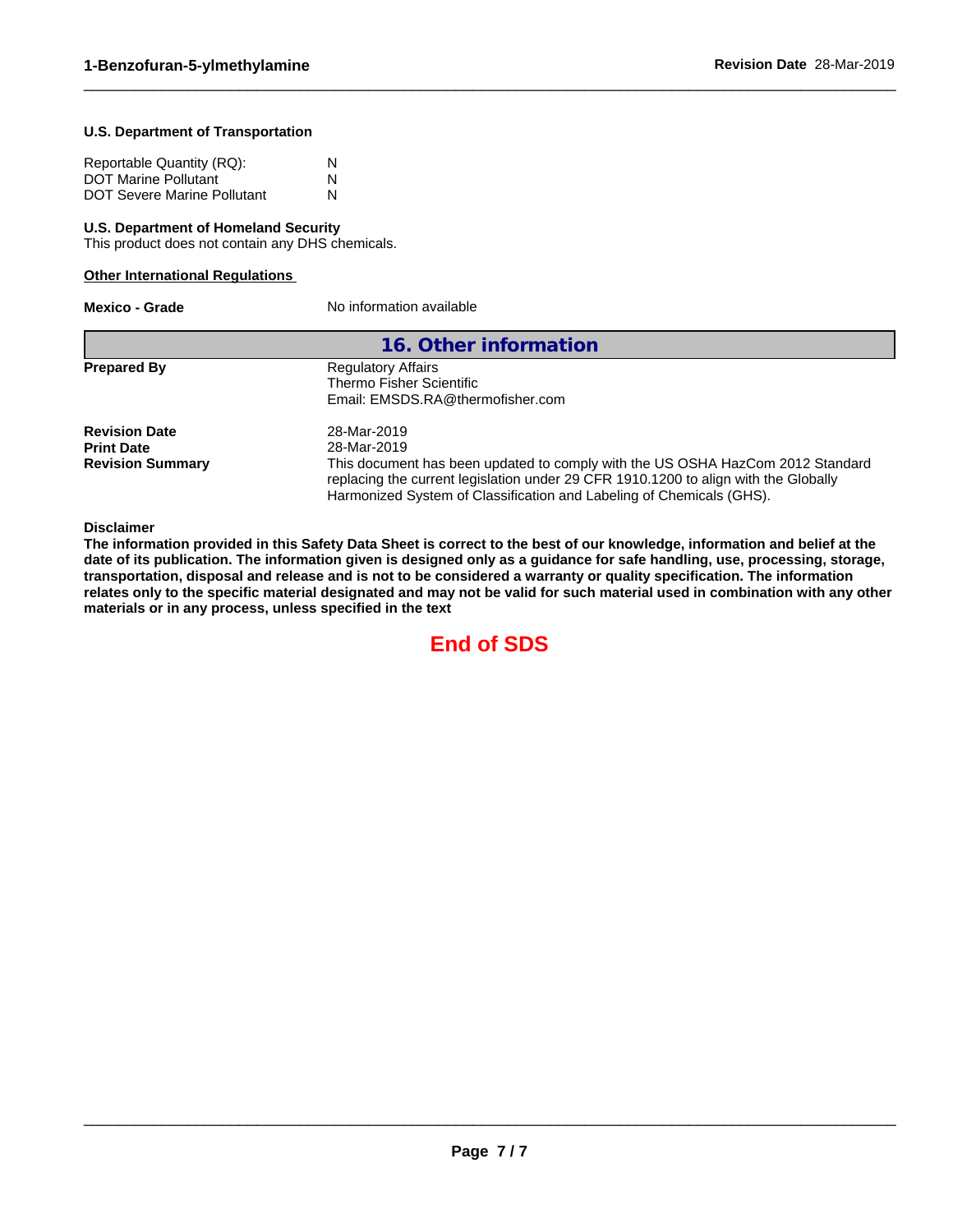**U.S. Department of Transportation**

| | |
|---|---|
| Reportable Quantity (RQ): | N |
| DOT Marine Pollutant | N |
| DOT Severe Marine Pollutant | N |

**U.S. Department of Homeland Security**
This product does not contain any DHS chemicals.

**Other International Regulations**

**Mexico - Grade** No information available

## 16. Other information

**Prepared By**
Regulatory Affairs
Thermo Fisher Scientific
Email: EMSDS.RA@thermofisher.com

**Revision Date** 28-Mar-2019
**Print Date** 28-Mar-2019
**Revision Summary** This document has been updated to comply with the US OSHA HazCom 2012 Standard replacing the current legislation under 29 CFR 1910.1200 to align with the Globally Harmonized System of Classification and Labeling of Chemicals (GHS).

**Disclaimer**
**The information provided in this Safety Data Sheet is correct to the best of our knowledge, information and belief at the date of its publication. The information given is designed only as a guidance for safe handling, use, processing, storage, transportation, disposal and release and is not to be considered a warranty or quality specification. The information relates only to the specific material designated and may not be valid for such material used in combination with any other materials or in any process, unless specified in the text**

**End of SDS**